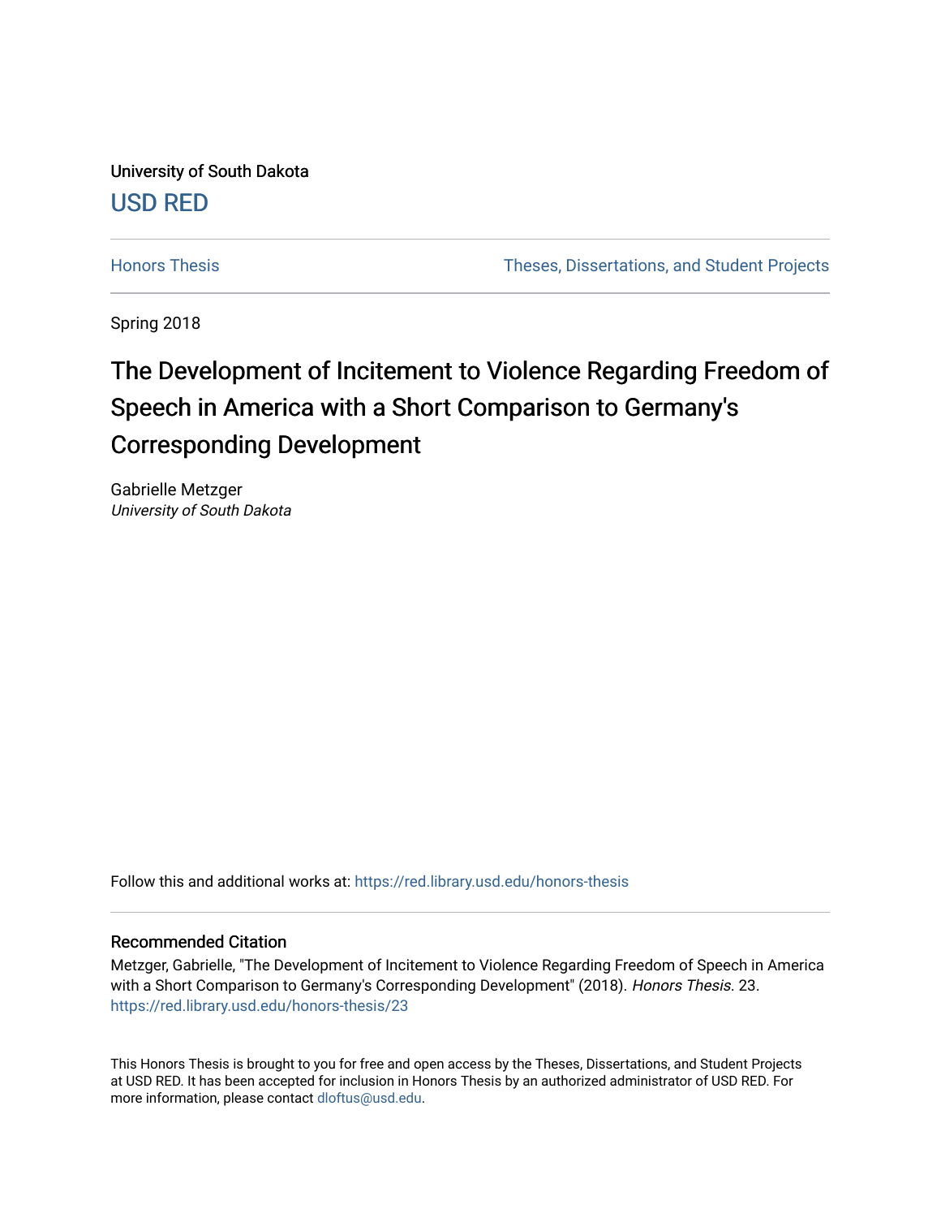University of South Dakota

USD RED

Honors Thesis

Theses, Dissertations, and Student Projects

Spring 2018

# The Development of Incitement to Violence Regarding Freedom of Speech in America with a Short Comparison to Germany's Corresponding Development

Gabrielle Metzger
*University of South Dakota*

Follow this and additional works at: https://red.library.usd.edu/honors-thesis

### Recommended Citation

Metzger, Gabrielle, "The Development of Incitement to Violence Regarding Freedom of Speech in America with a Short Comparison to Germany's Corresponding Development" (2018). *Honors Thesis*. 23.
https://red.library.usd.edu/honors-thesis/23

This Honors Thesis is brought to you for free and open access by the Theses, Dissertations, and Student Projects at USD RED. It has been accepted for inclusion in Honors Thesis by an authorized administrator of USD RED. For more information, please contact dloftus@usd.edu.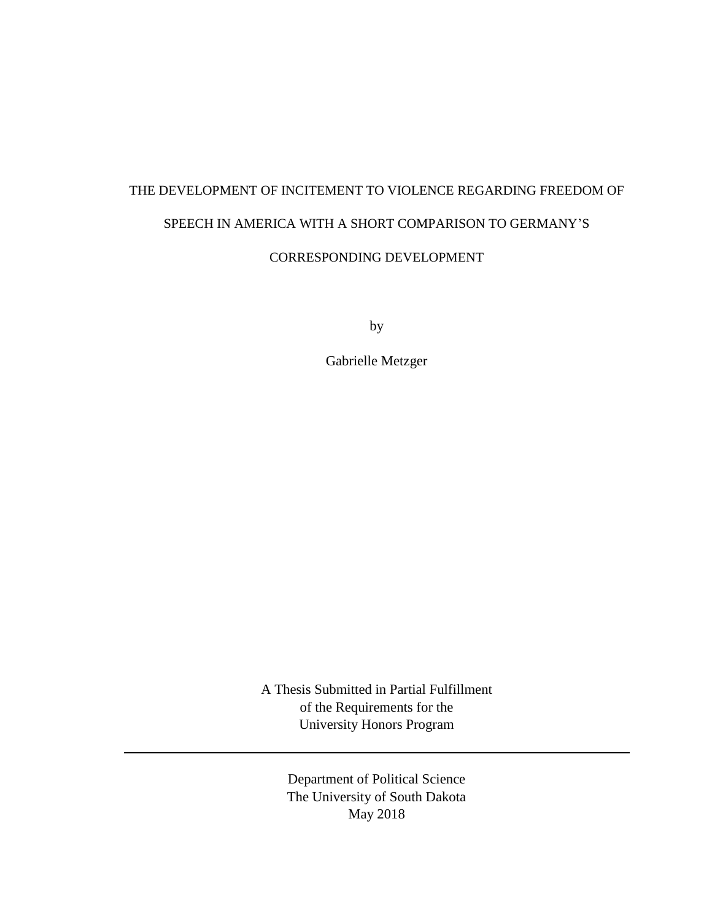# THE DEVELOPMENT OF INCITEMENT TO VIOLENCE REGARDING FREEDOM OF SPEECH IN AMERICA WITH A SHORT COMPARISON TO GERMANY'S CORRESPONDING DEVELOPMENT

by

Gabrielle Metzger

A Thesis Submitted in Partial Fulfillment
of the Requirements for the
University Honors Program

---

Department of Political Science
The University of South Dakota
May 2018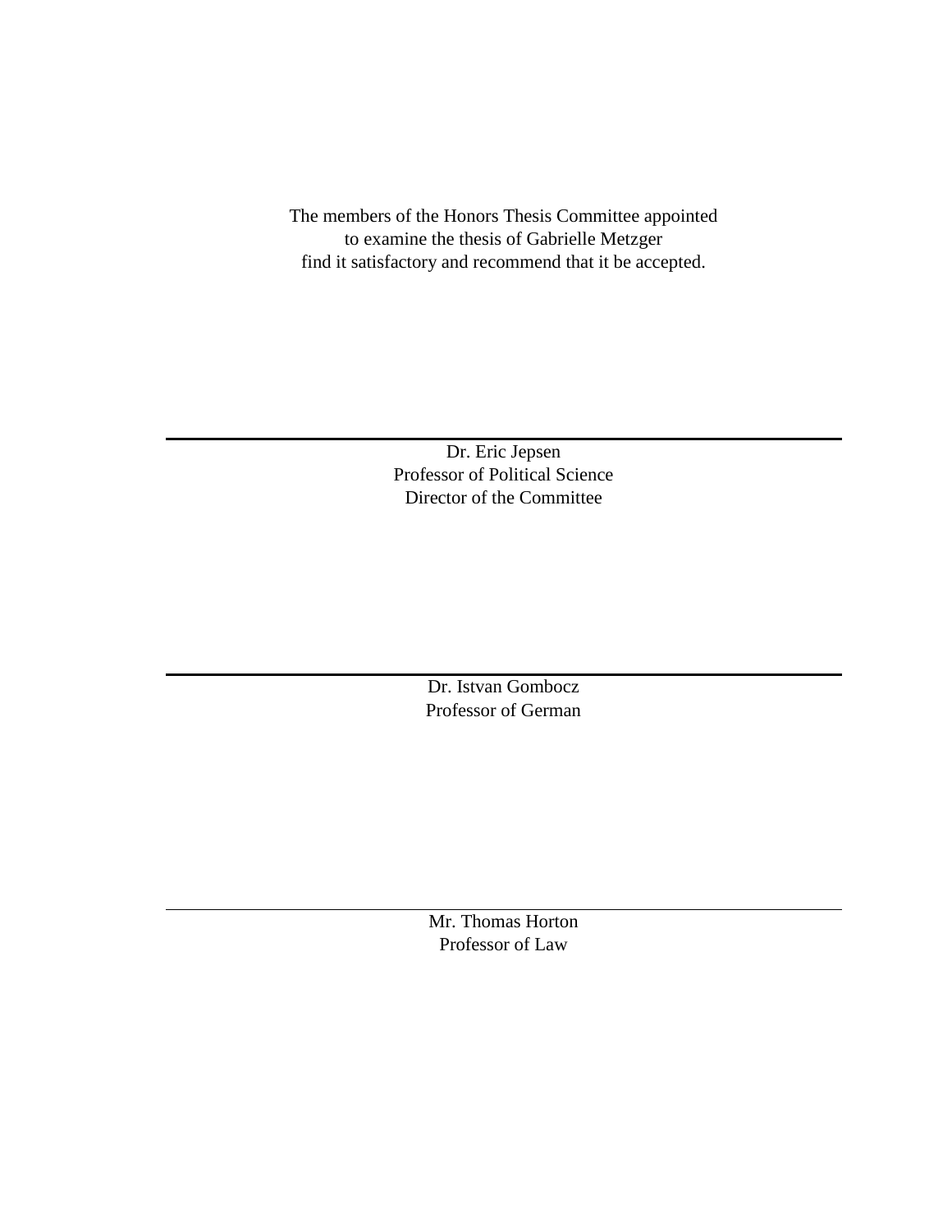The members of the Honors Thesis Committee appointed
to examine the thesis of Gabrielle Metzger
find it satisfactory and recommend that it be accepted.

---

Dr. Eric Jepsen
Professor of Political Science
Director of the Committee

---

Dr. Istvan Gombocz
Professor of German

---

Mr. Thomas Horton
Professor of Law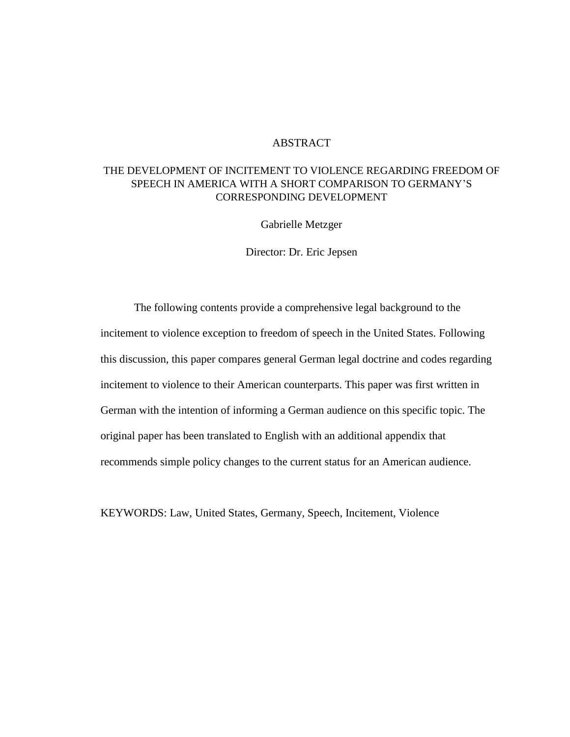# ABSTRACT

## THE DEVELOPMENT OF INCITEMENT TO VIOLENCE REGARDING FREEDOM OF SPEECH IN AMERICA WITH A SHORT COMPARISON TO GERMANY'S CORRESPONDING DEVELOPMENT

Gabrielle Metzger

Director: Dr. Eric Jepsen

The following contents provide a comprehensive legal background to the incitement to violence exception to freedom of speech in the United States. Following this discussion, this paper compares general German legal doctrine and codes regarding incitement to violence to their American counterparts. This paper was first written in German with the intention of informing a German audience on this specific topic. The original paper has been translated to English with an additional appendix that recommends simple policy changes to the current status for an American audience.

KEYWORDS: Law, United States, Germany, Speech, Incitement, Violence